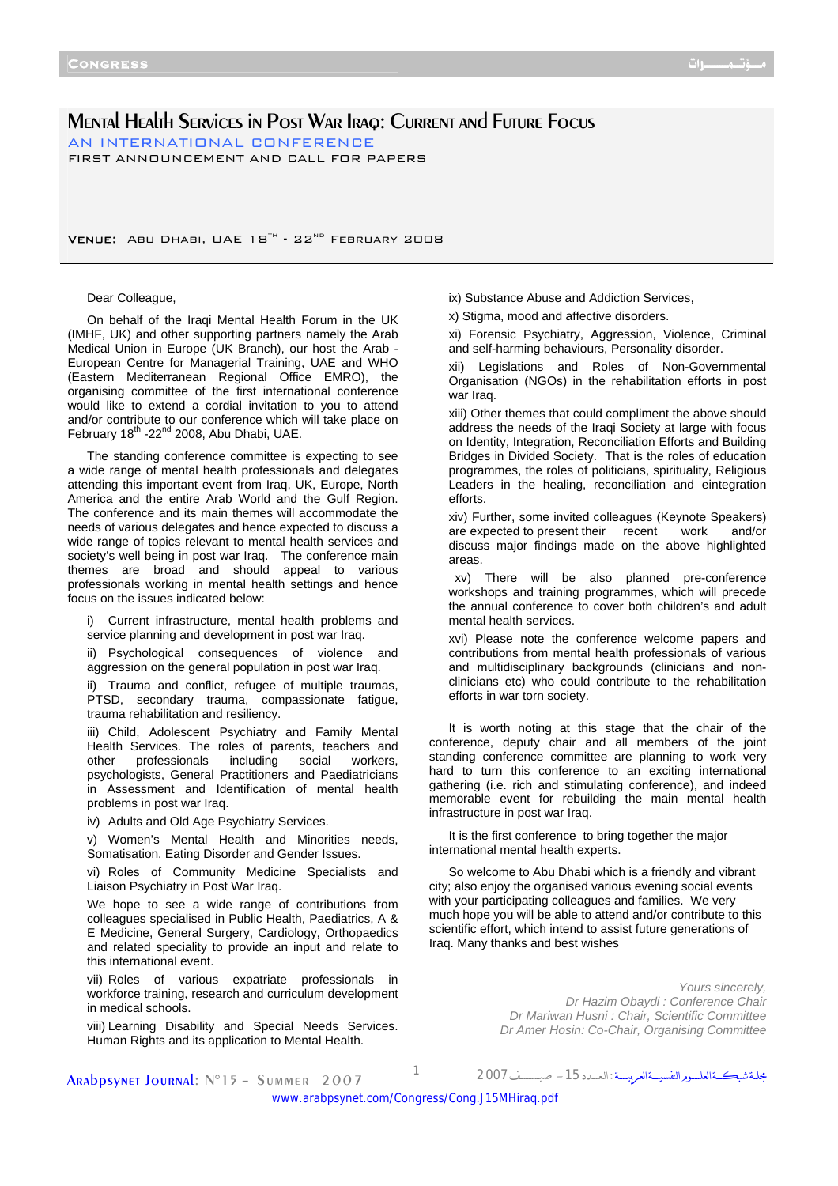# Mental Health Services in Post War Iraq: Current and Future Focus

**AN INTERNATIONAL CONFERENCE**

FIRST ANNOUNCEMENT AND CALL FOR PAPERS

**VENUE:** ABU DHABI, UAE 18TH - 22ND FEBRUARY 2008

Dear Colleague,

On behalf of the Iraqi Mental Health Forum in the UK (IMHF, UK) and other supporting partners namely the Arab Medical Union in Europe (UK Branch), our host the Arab - European Centre for Managerial Training, UAE and WHO (Eastern Mediterranean Regional Office EMRO), the organising committee of the first international conference would like to extend a cordial invitation to you to attend and/or contribute to our conference which will take place on February 18th -22nd 2008, Abu Dhabi, UAE.

The standing conference committee is expecting to see a wide range of mental health professionals and delegates attending this important event from Iraq, UK, Europe, North America and the entire Arab World and the Gulf Region. The conference and its main themes will accommodate the needs of various delegates and hence expected to discuss a wide range of topics relevant to mental health services and society's well being in post war Iraq. The conference main themes are broad and should appeal to various professionals working in mental health settings and hence focus on the issues indicated below:

i) Current infrastructure, mental health problems and service planning and development in post war Iraq.

ii) Psychological consequences of violence and aggression on the general population in post war Iraq.

ii) Trauma and conflict, refugee of multiple traumas, PTSD, secondary trauma, compassionate fatigue, trauma rehabilitation and resiliency.

iii) Child, Adolescent Psychiatry and Family Mental Health Services. The roles of parents, teachers and other professionals including social workers, psychologists, General Practitioners and Paediatricians in Assessment and Identification of mental health problems in post war Iraq.

iv) Adults and Old Age Psychiatry Services.

v) Women's Mental Health and Minorities needs, Somatisation, Eating Disorder and Gender Issues.

vi) Roles of Community Medicine Specialists and Liaison Psychiatry in Post War Iraq.

We hope to see a wide range of contributions from colleagues specialised in Public Health, Paediatrics, A & E Medicine, General Surgery, Cardiology, Orthopaedics and related speciality to provide an input and relate to this international event.

vii) Roles of various expatriate professionals in workforce training, research and curriculum development in medical schools.

viii) Learning Disability and Special Needs Services. Human Rights and its application to Mental Health.

ix) Substance Abuse and Addiction Services,

x) Stigma, mood and affective disorders.

xi) Forensic Psychiatry, Aggression, Violence, Criminal and self-harming behaviours, Personality disorder.

xii) Legislations and Roles of Non-Governmental Organisation (NGOs) in the rehabilitation efforts in post war Iraq.

xiii) Other themes that could compliment the above should address the needs of the Iraqi Society at large with focus on Identity, Integration, Reconciliation Efforts and Building Bridges in Divided Society. That is the roles of education programmes, the roles of politicians, spirituality, Religious Leaders in the healing, reconciliation and eintegration efforts.

xiv) Further, some invited colleagues (Keynote Speakers) are expected to present their recent work and/or discuss major findings made on the above highlighted areas.

xv) There will be also planned pre-conference workshops and training programmes, which will precede the annual conference to cover both children's and adult mental health services.

xvi) Please note the conference welcome papers and contributions from mental health professionals of various and multidisciplinary backgrounds (clinicians and non-clinicians etc) who could contribute to the rehabilitation efforts in war torn society.

It is worth noting at this stage that the chair of the conference, deputy chair and all members of the joint standing conference committee are planning to work very hard to turn this conference to an exciting international gathering (i.e. rich and stimulating conference), and indeed memorable event for rebuilding the main mental health infrastructure in post war Iraq.

It is the first conference to bring together the major international mental health experts.

So welcome to Abu Dhabi which is a friendly and vibrant city; also enjoy the organised various evening social events with your participating colleagues and families. We very much hope you will be able to attend and/or contribute to this scientific effort, which intend to assist future generations of Iraq. Many thanks and best wishes

*Yours sincerely,*
*Dr Hazim Obaydi : Conference Chair*
*Dr Mariwan Husni : Chair, Scientific Committee*
*Dr Amer Hosin: Co-Chair, Organising Committee*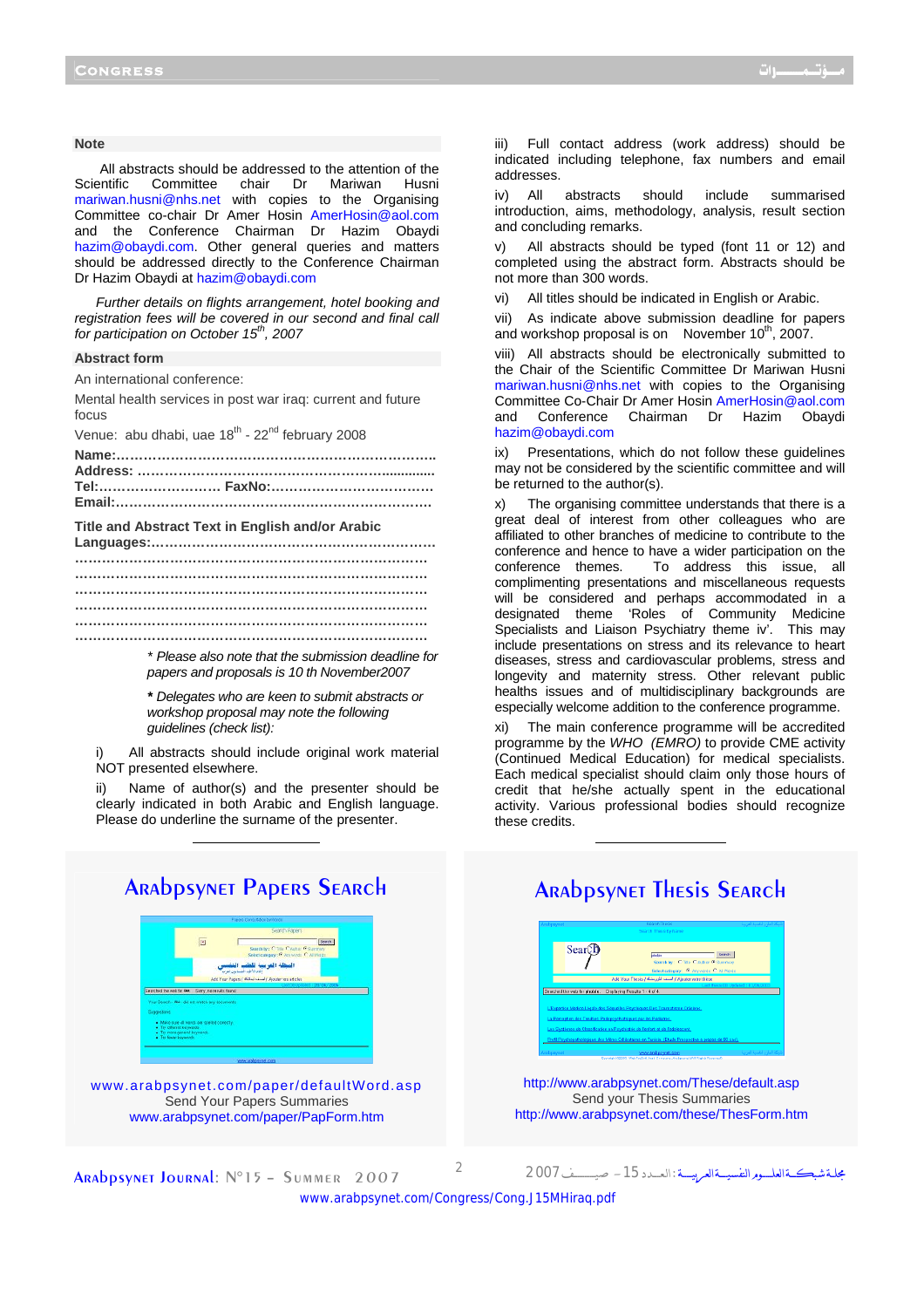## Note

All abstracts should be addressed to the attention of the Scientific Committee chair Dr Mariwan Husni mariwan.husni@nhs.net with copies to the Organising Committee co-chair Dr Amer Hosin AmerHosin@aol.com and the Conference Chairman Dr Hazim Obaydi hazim@obaydi.com. Other general queries and matters should be addressed directly to the Conference Chairman Dr Hazim Obaydi at hazim@obaydi.com

*Further details on flights arrangement, hotel booking and registration fees will be covered in our second and final call for participation on October 15th, 2007*

## Abstract form

An international conference:

Mental health services in post war iraq: current and future focus

Venue: abu dhabi, uae 18th - 22nd february 2008

**Name:…………………………………………………………….**
**Address: …………………………………………………..........**
**Tel:……………………. FaxNo:……………………………**
**Email:…………………………………………………………**

**Title and Abstract Text in English and/or Arabic Languages:……………………………………………………**
**……………………………………………………………………**
**……………………………………………………………………**
**……………………………………………………………………**
**……………………………………………………………………**
**……………………………………………………………………**
**……………………………………………………………………**

*\* Please also note that the submission deadline for papers and proposals is 10 th November2007*

***\** Delegates who are keen to submit abstracts or workshop proposal may note the following guidelines (check list):*

i) All abstracts should include original work material NOT presented elsewhere.

ii) Name of author(s) and the presenter should be clearly indicated in both Arabic and English language. Please do underline the surname of the presenter.

iii) Full contact address (work address) should be indicated including telephone, fax numbers and email addresses.

iv) All abstracts should include summarised introduction, aims, methodology, analysis, result section and concluding remarks.

v) All abstracts should be typed (font 11 or 12) and completed using the abstract form. Abstracts should be not more than 300 words.

vi) All titles should be indicated in English or Arabic.

vii) As indicate above submission deadline for papers and workshop proposal is on November 10th, 2007.

viii) All abstracts should be electronically submitted to the Chair of the Scientific Committee Dr Mariwan Husni mariwan.husni@nhs.net with copies to the Organising Committee Co-Chair Dr Amer Hosin AmerHosin@aol.com and Conference Chairman Dr Hazim Obaydi hazim@obaydi.com

ix) Presentations, which do not follow these guidelines may not be considered by the scientific committee and will be returned to the author(s).

x) The organising committee understands that there is a great deal of interest from other colleagues who are affiliated to other branches of medicine to contribute to the conference and hence to have a wider participation on the conference themes. To address this issue, all complimenting presentations and miscellaneous requests will be considered and perhaps accommodated in a designated theme 'Roles of Community Medicine Specialists and Liaison Psychiatry theme iv'. This may include presentations on stress and its relevance to heart diseases, stress and cardiovascular problems, stress and longevity and maternity stress. Other relevant public healths issues and of multidisciplinary backgrounds are especially welcome addition to the conference programme.

xi) The main conference programme will be accredited programme by the *WHO (EMRO)* to provide CME activity (Continued Medical Education) for medical specialists. Each medical specialist should claim only those hours of credit that he/she actually spent in the educational activity. Various professional bodies should recognize these credits.

## Arabpsynet Papers Search

www.arabpsynet.com/paper/defaultWord.asp
Send Your Papers Summaries
www.arabpsynet.com/paper/PapForm.htm

## Arabpsynet Thesis Search

http://www.arabpsynet.com/These/default.asp
Send your Thesis Summaries
http://www.arabpsynet.com/these/ThesForm.htm